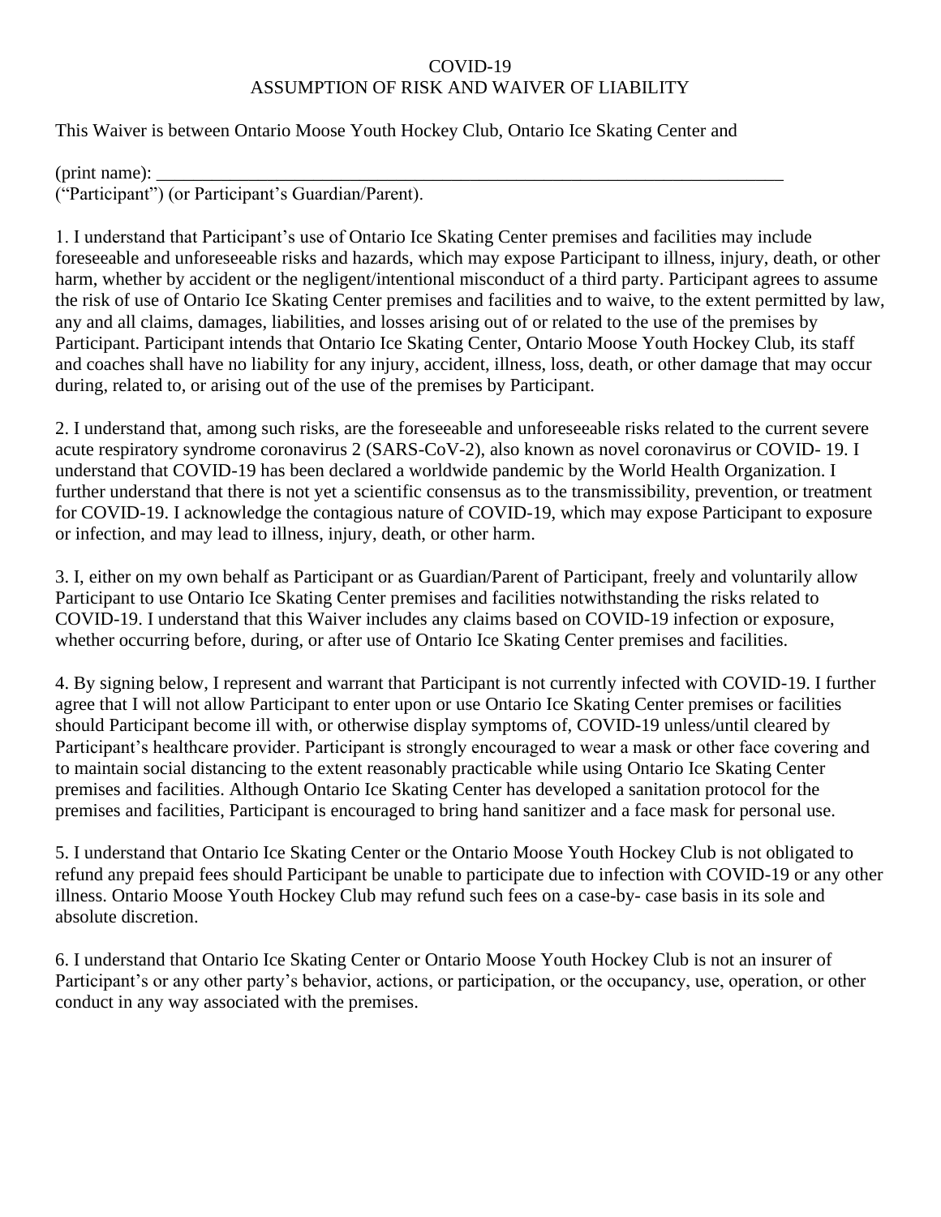# COVID-19
# ASSUMPTION OF RISK AND WAIVER OF LIABILITY

This Waiver is between Ontario Moose Youth Hockey Club, Ontario Ice Skating Center and

(print name): _______________________________________________________________________
("Participant") (or Participant's Guardian/Parent).

1. I understand that Participant's use of Ontario Ice Skating Center premises and facilities may include foreseeable and unforeseeable risks and hazards, which may expose Participant to illness, injury, death, or other harm, whether by accident or the negligent/intentional misconduct of a third party. Participant agrees to assume the risk of use of Ontario Ice Skating Center premises and facilities and to waive, to the extent permitted by law, any and all claims, damages, liabilities, and losses arising out of or related to the use of the premises by Participant. Participant intends that Ontario Ice Skating Center, Ontario Moose Youth Hockey Club, its staff and coaches shall have no liability for any injury, accident, illness, loss, death, or other damage that may occur during, related to, or arising out of the use of the premises by Participant.

2. I understand that, among such risks, are the foreseeable and unforeseeable risks related to the current severe acute respiratory syndrome coronavirus 2 (SARS-CoV-2), also known as novel coronavirus or COVID- 19. I understand that COVID-19 has been declared a worldwide pandemic by the World Health Organization. I further understand that there is not yet a scientific consensus as to the transmissibility, prevention, or treatment for COVID-19. I acknowledge the contagious nature of COVID-19, which may expose Participant to exposure or infection, and may lead to illness, injury, death, or other harm.

3. I, either on my own behalf as Participant or as Guardian/Parent of Participant, freely and voluntarily allow Participant to use Ontario Ice Skating Center premises and facilities notwithstanding the risks related to COVID-19. I understand that this Waiver includes any claims based on COVID-19 infection or exposure, whether occurring before, during, or after use of Ontario Ice Skating Center premises and facilities.

4. By signing below, I represent and warrant that Participant is not currently infected with COVID-19. I further agree that I will not allow Participant to enter upon or use Ontario Ice Skating Center premises or facilities should Participant become ill with, or otherwise display symptoms of, COVID-19 unless/until cleared by Participant's healthcare provider. Participant is strongly encouraged to wear a mask or other face covering and to maintain social distancing to the extent reasonably practicable while using Ontario Ice Skating Center premises and facilities. Although Ontario Ice Skating Center has developed a sanitation protocol for the premises and facilities, Participant is encouraged to bring hand sanitizer and a face mask for personal use.

5. I understand that Ontario Ice Skating Center or the Ontario Moose Youth Hockey Club is not obligated to refund any prepaid fees should Participant be unable to participate due to infection with COVID-19 or any other illness. Ontario Moose Youth Hockey Club may refund such fees on a case-by- case basis in its sole and absolute discretion.

6. I understand that Ontario Ice Skating Center or Ontario Moose Youth Hockey Club is not an insurer of Participant's or any other party's behavior, actions, or participation, or the occupancy, use, operation, or other conduct in any way associated with the premises.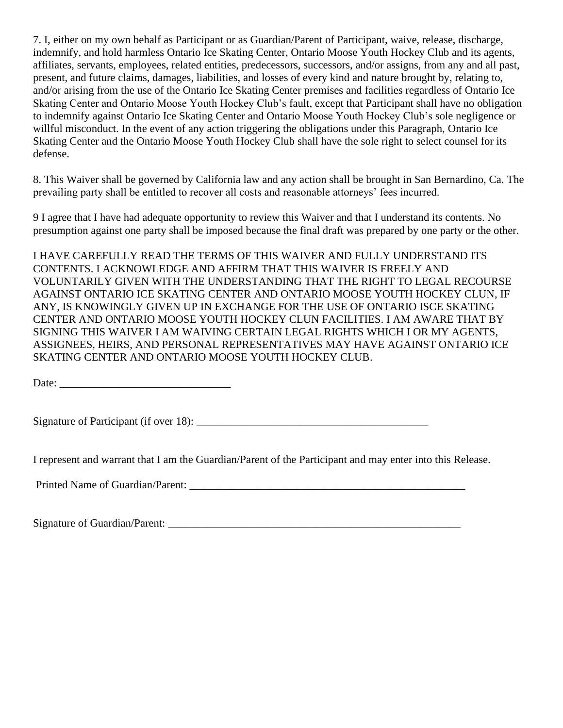7. I, either on my own behalf as Participant or as Guardian/Parent of Participant, waive, release, discharge, indemnify, and hold harmless Ontario Ice Skating Center, Ontario Moose Youth Hockey Club and its agents, affiliates, servants, employees, related entities, predecessors, successors, and/or assigns, from any and all past, present, and future claims, damages, liabilities, and losses of every kind and nature brought by, relating to, and/or arising from the use of the Ontario Ice Skating Center premises and facilities regardless of Ontario Ice Skating Center and Ontario Moose Youth Hockey Club's fault, except that Participant shall have no obligation to indemnify against Ontario Ice Skating Center and Ontario Moose Youth Hockey Club's sole negligence or willful misconduct. In the event of any action triggering the obligations under this Paragraph, Ontario Ice Skating Center and the Ontario Moose Youth Hockey Club shall have the sole right to select counsel for its defense.

8. This Waiver shall be governed by California law and any action shall be brought in San Bernardino, Ca. The prevailing party shall be entitled to recover all costs and reasonable attorneys' fees incurred.

9 I agree that I have had adequate opportunity to review this Waiver and that I understand its contents. No presumption against one party shall be imposed because the final draft was prepared by one party or the other.

I HAVE CAREFULLY READ THE TERMS OF THIS WAIVER AND FULLY UNDERSTAND ITS CONTENTS. I ACKNOWLEDGE AND AFFIRM THAT THIS WAIVER IS FREELY AND VOLUNTARILY GIVEN WITH THE UNDERSTANDING THAT THE RIGHT TO LEGAL RECOURSE AGAINST ONTARIO ICE SKATING CENTER AND ONTARIO MOOSE YOUTH HOCKEY CLUN, IF ANY, IS KNOWINGLY GIVEN UP IN EXCHANGE FOR THE USE OF ONTARIO ISCE SKATING CENTER AND ONTARIO MOOSE YOUTH HOCKEY CLUN FACILITIES. I AM AWARE THAT BY SIGNING THIS WAIVER I AM WAIVING CERTAIN LEGAL RIGHTS WHICH I OR MY AGENTS, ASSIGNEES, HEIRS, AND PERSONAL REPRESENTATIVES MAY HAVE AGAINST ONTARIO ICE SKATING CENTER AND ONTARIO MOOSE YOUTH HOCKEY CLUB.

Date: _______________________________

Signature of Participant (if over 18): ___________________________________________

I represent and warrant that I am the Guardian/Parent of the Participant and may enter into this Release.

Printed Name of Guardian/Parent: ____________________________________________________

Signature of Guardian/Parent: _______________________________________________________